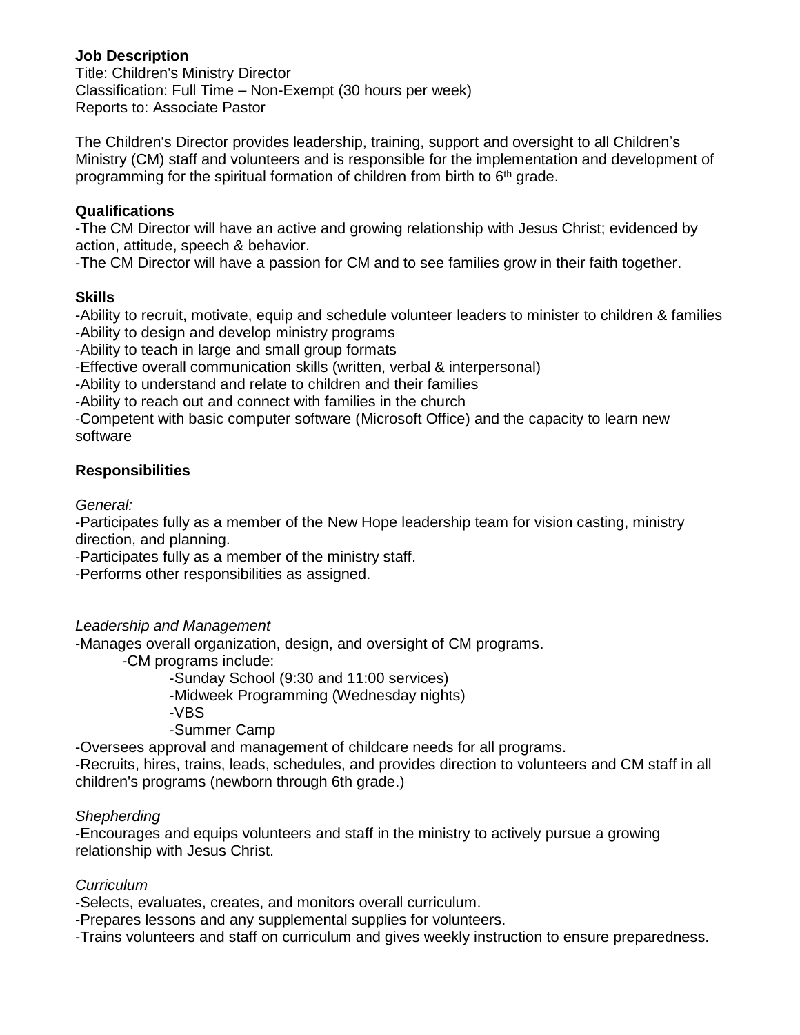**Job Description**
Title: Children's Ministry Director
Classification: Full Time – Non-Exempt (30 hours per week)
Reports to: Associate Pastor

The Children's Director provides leadership, training, support and oversight to all Children's Ministry (CM) staff and volunteers and is responsible for the implementation and development of programming for the spiritual formation of children from birth to 6th grade.

**Qualifications**

-The CM Director will have an active and growing relationship with Jesus Christ; evidenced by action, attitude, speech & behavior.
-The CM Director will have a passion for CM and to see families grow in their faith together.

**Skills**

-Ability to recruit, motivate, equip and schedule volunteer leaders to minister to children & families
-Ability to design and develop ministry programs
-Ability to teach in large and small group formats
-Effective overall communication skills (written, verbal & interpersonal)
-Ability to understand and relate to children and their families
-Ability to reach out and connect with families in the church
-Competent with basic computer software (Microsoft Office) and the capacity to learn new software

**Responsibilities**

*General:*
-Participates fully as a member of the New Hope leadership team for vision casting, ministry direction, and planning.
-Participates fully as a member of the ministry staff.
-Performs other responsibilities as assigned.

*Leadership and Management*
-Manages overall organization, design, and oversight of CM programs.
- -CM programs include:
    - -Sunday School (9:30 and 11:00 services)
    - -Midweek Programming (Wednesday nights)
    - -VBS
    - -Summer Camp

-Oversees approval and management of childcare needs for all programs.
-Recruits, hires, trains, leads, schedules, and provides direction to volunteers and CM staff in all children's programs (newborn through 6th grade.)

*Shepherding*
-Encourages and equips volunteers and staff in the ministry to actively pursue a growing relationship with Jesus Christ.

*Curriculum*
-Selects, evaluates, creates, and monitors overall curriculum.
-Prepares lessons and any supplemental supplies for volunteers.
-Trains volunteers and staff on curriculum and gives weekly instruction to ensure preparedness.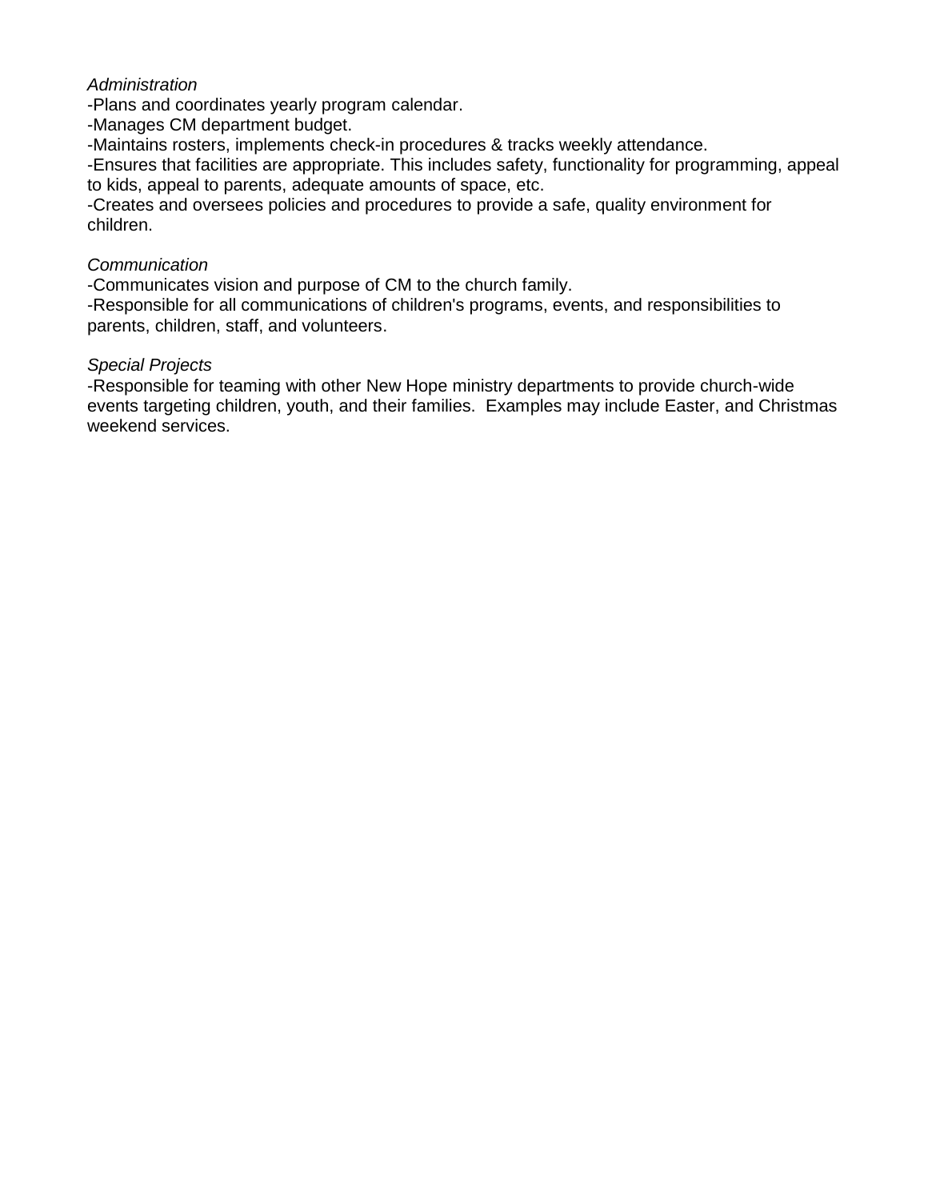*Administration*

-Plans and coordinates yearly program calendar.
-Manages CM department budget.
-Maintains rosters, implements check-in procedures & tracks weekly attendance.
-Ensures that facilities are appropriate. This includes safety, functionality for programming, appeal to kids, appeal to parents, adequate amounts of space, etc.
-Creates and oversees policies and procedures to provide a safe, quality environment for children.

*Communication*

-Communicates vision and purpose of CM to the church family.
-Responsible for all communications of children's programs, events, and responsibilities to parents, children, staff, and volunteers.

*Special Projects*

-Responsible for teaming with other New Hope ministry departments to provide church-wide events targeting children, youth, and their families. Examples may include Easter, and Christmas weekend services.